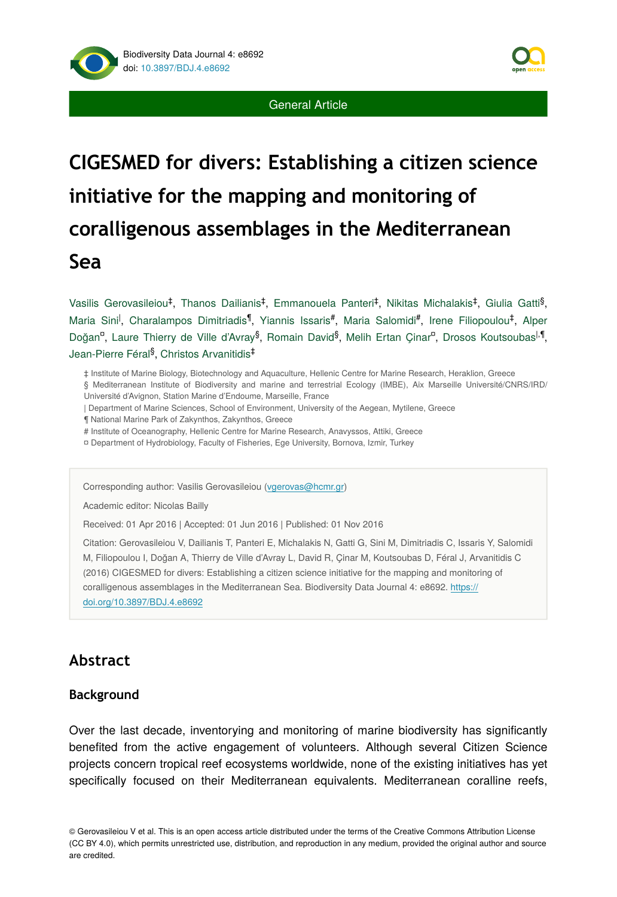General Article

# CIGESMED for divers: Establishing a citizen science initiative for the mapping and monitoring of coralligenous assemblages in the Mediterranean Sea

Vasilis Gerovasileiou[‡], Thanos Dailianis[‡], Emmanouela Panteri[‡], Nikitas Michalakis[‡], Giulia Gatti[§], Maria Sini[|], Charalampos Dimitriadis[¶], Yiannis Issaris[#], Maria Salomidi[#], Irene Filiopoulou[‡], Alper Doğan[¤], Laure Thierry de Ville d'Avray[§], Romain David[§], Melih Ertan Çinar[¤], Drosos Koutsoubas[|,¶], Jean-Pierre Féral[§], Christos Arvanitidis[‡]

‡ Institute of Marine Biology, Biotechnology and Aquaculture, Hellenic Centre for Marine Research, Heraklion, Greece
§ Mediterranean Institute of Biodiversity and marine and terrestrial Ecology (IMBE), Aix Marseille Université/CNRS/IRD/Université d'Avignon, Station Marine d'Endoume, Marseille, France
| Department of Marine Sciences, School of Environment, University of the Aegean, Mytilene, Greece
¶ National Marine Park of Zakynthos, Zakynthos, Greece
# Institute of Oceanography, Hellenic Centre for Marine Research, Anavyssos, Attiki, Greece
¤ Department of Hydrobiology, Faculty of Fisheries, Ege University, Bornova, Izmir, Turkey

Corresponding author: Vasilis Gerovasileiou (vgerovas@hcmr.gr)

Academic editor: Nicolas Bailly

Received: 01 Apr 2016 | Accepted: 01 Jun 2016 | Published: 01 Nov 2016

Citation: Gerovasileiou V, Dailianis T, Panteri E, Michalakis N, Gatti G, Sini M, Dimitriadis C, Issaris Y, Salomidi M, Filiopoulou I, Doğan A, Thierry de Ville d'Avray L, David R, Çinar M, Koutsoubas D, Féral J, Arvanitidis C (2016) CIGESMED for divers: Establishing a citizen science initiative for the mapping and monitoring of coralligenous assemblages in the Mediterranean Sea. Biodiversity Data Journal 4: e8692. https://doi.org/10.3897/BDJ.4.e8692

## Abstract

### Background

Over the last decade, inventorying and monitoring of marine biodiversity has significantly benefited from the active engagement of volunteers. Although several Citizen Science projects concern tropical reef ecosystems worldwide, none of the existing initiatives has yet specifically focused on their Mediterranean equivalents. Mediterranean coralline reefs,

© Gerovasileiou V et al. This is an open access article distributed under the terms of the Creative Commons Attribution License (CC BY 4.0), which permits unrestricted use, distribution, and reproduction in any medium, provided the original author and source are credited.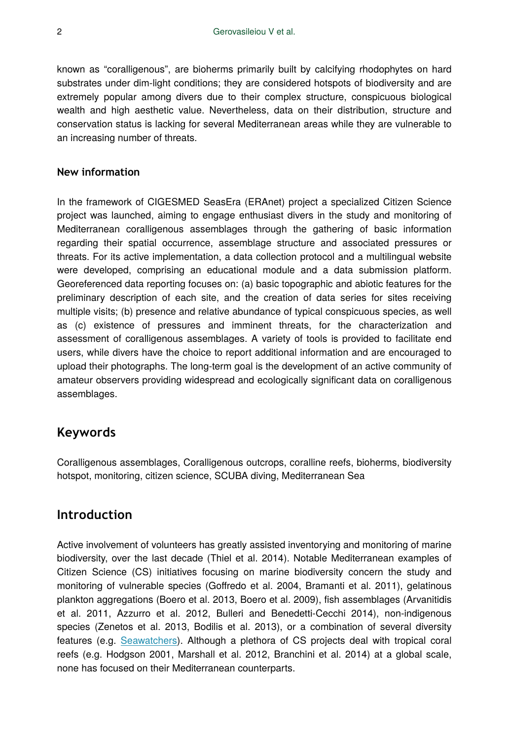known as "coralligenous", are bioherms primarily built by calcifying rhodophytes on hard substrates under dim-light conditions; they are considered hotspots of biodiversity and are extremely popular among divers due to their complex structure, conspicuous biological wealth and high aesthetic value. Nevertheless, data on their distribution, structure and conservation status is lacking for several Mediterranean areas while they are vulnerable to an increasing number of threats.

### New information

In the framework of CIGESMED SeasEra (ERAnet) project a specialized Citizen Science project was launched, aiming to engage enthusiast divers in the study and monitoring of Mediterranean coralligenous assemblages through the gathering of basic information regarding their spatial occurrence, assemblage structure and associated pressures or threats. For its active implementation, a data collection protocol and a multilingual website were developed, comprising an educational module and a data submission platform. Georeferenced data reporting focuses on: (a) basic topographic and abiotic features for the preliminary description of each site, and the creation of data series for sites receiving multiple visits; (b) presence and relative abundance of typical conspicuous species, as well as (c) existence of pressures and imminent threats, for the characterization and assessment of coralligenous assemblages. A variety of tools is provided to facilitate end users, while divers have the choice to report additional information and are encouraged to upload their photographs. The long-term goal is the development of an active community of amateur observers providing widespread and ecologically significant data on coralligenous assemblages.

## Keywords

Coralligenous assemblages, Coralligenous outcrops, coralline reefs, bioherms, biodiversity hotspot, monitoring, citizen science, SCUBA diving, Mediterranean Sea

## Introduction

Active involvement of volunteers has greatly assisted inventorying and monitoring of marine biodiversity, over the last decade (Thiel et al. 2014). Notable Mediterranean examples of Citizen Science (CS) initiatives focusing on marine biodiversity concern the study and monitoring of vulnerable species (Goffredo et al. 2004, Bramanti et al. 2011), gelatinous plankton aggregations (Boero et al. 2013, Boero et al. 2009), fish assemblages (Arvanitidis et al. 2011, Azzurro et al. 2012, Bulleri and Benedetti-Cecchi 2014), non-indigenous species (Zenetos et al. 2013, Bodilis et al. 2013), or a combination of several diversity features (e.g. Seawatchers). Although a plethora of CS projects deal with tropical coral reefs (e.g. Hodgson 2001, Marshall et al. 2012, Branchini et al. 2014) at a global scale, none has focused on their Mediterranean counterparts.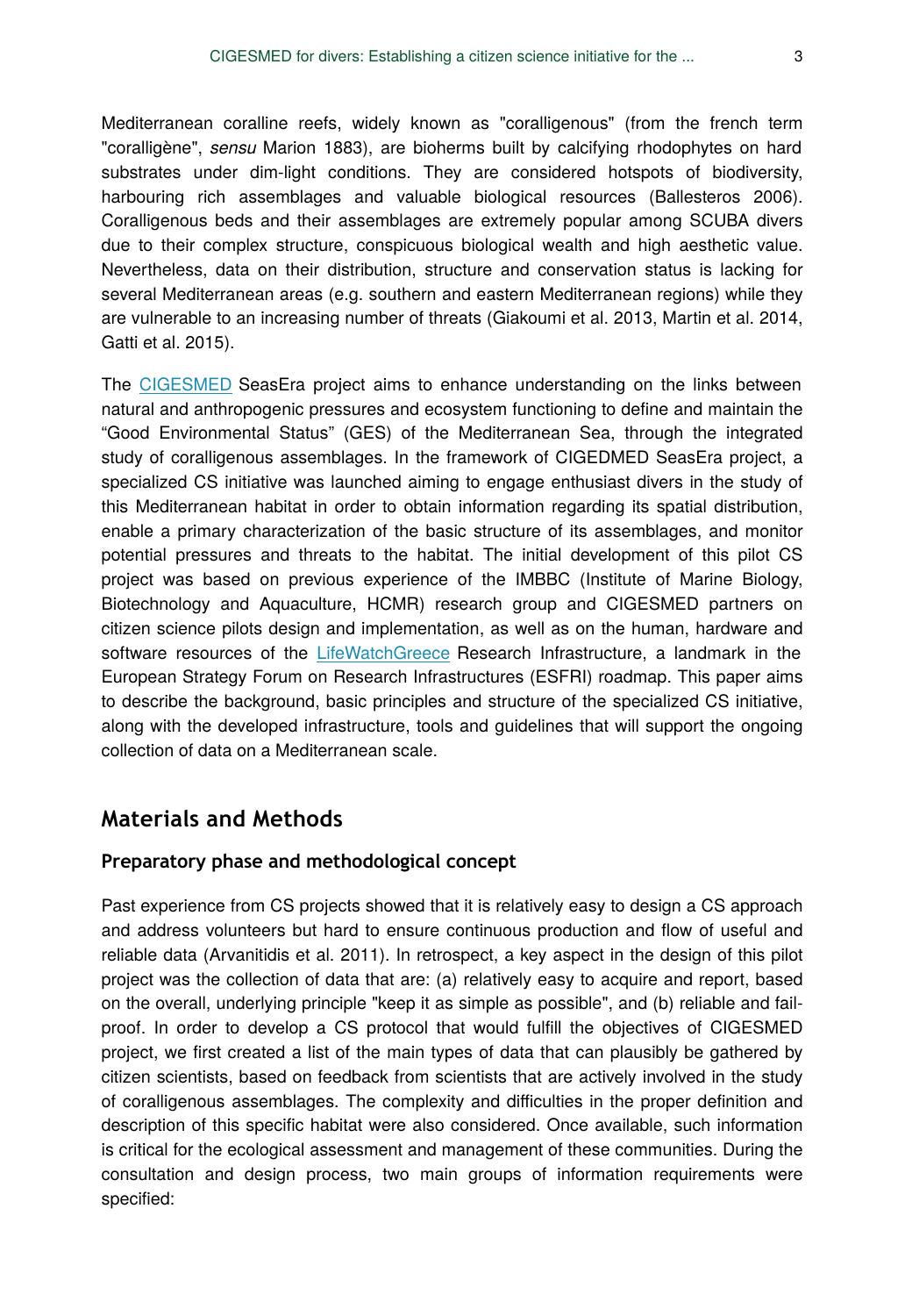Mediterranean coralline reefs, widely known as "coralligenous" (from the french term "coralligène", *sensu* Marion 1883), are bioherms built by calcifying rhodophytes on hard substrates under dim-light conditions. They are considered hotspots of biodiversity, harbouring rich assemblages and valuable biological resources (Ballesteros 2006). Coralligenous beds and their assemblages are extremely popular among SCUBA divers due to their complex structure, conspicuous biological wealth and high aesthetic value. Nevertheless, data on their distribution, structure and conservation status is lacking for several Mediterranean areas (e.g. southern and eastern Mediterranean regions) while they are vulnerable to an increasing number of threats (Giakoumi et al. 2013, Martin et al. 2014, Gatti et al. 2015).

The CIGESMED SeasEra project aims to enhance understanding on the links between natural and anthropogenic pressures and ecosystem functioning to define and maintain the “Good Environmental Status” (GES) of the Mediterranean Sea, through the integrated study of coralligenous assemblages. In the framework of CIGEDMED SeasEra project, a specialized CS initiative was launched aiming to engage enthusiast divers in the study of this Mediterranean habitat in order to obtain information regarding its spatial distribution, enable a primary characterization of the basic structure of its assemblages, and monitor potential pressures and threats to the habitat. The initial development of this pilot CS project was based on previous experience of the IMBBC (Institute of Marine Biology, Biotechnology and Aquaculture, HCMR) research group and CIGESMED partners on citizen science pilots design and implementation, as well as on the human, hardware and software resources of the LifeWatchGreece Research Infrastructure, a landmark in the European Strategy Forum on Research Infrastructures (ESFRI) roadmap. This paper aims to describe the background, basic principles and structure of the specialized CS initiative, along with the developed infrastructure, tools and guidelines that will support the ongoing collection of data on a Mediterranean scale.

## Materials and Methods

### Preparatory phase and methodological concept

Past experience from CS projects showed that it is relatively easy to design a CS approach and address volunteers but hard to ensure continuous production and flow of useful and reliable data (Arvanitidis et al. 2011). In retrospect, a key aspect in the design of this pilot project was the collection of data that are: (a) relatively easy to acquire and report, based on the overall, underlying principle "keep it as simple as possible", and (b) reliable and fail-proof. In order to develop a CS protocol that would fulfill the objectives of CIGESMED project, we first created a list of the main types of data that can plausibly be gathered by citizen scientists, based on feedback from scientists that are actively involved in the study of coralligenous assemblages. The complexity and difficulties in the proper definition and description of this specific habitat were also considered. Once available, such information is critical for the ecological assessment and management of these communities. During the consultation and design process, two main groups of information requirements were specified: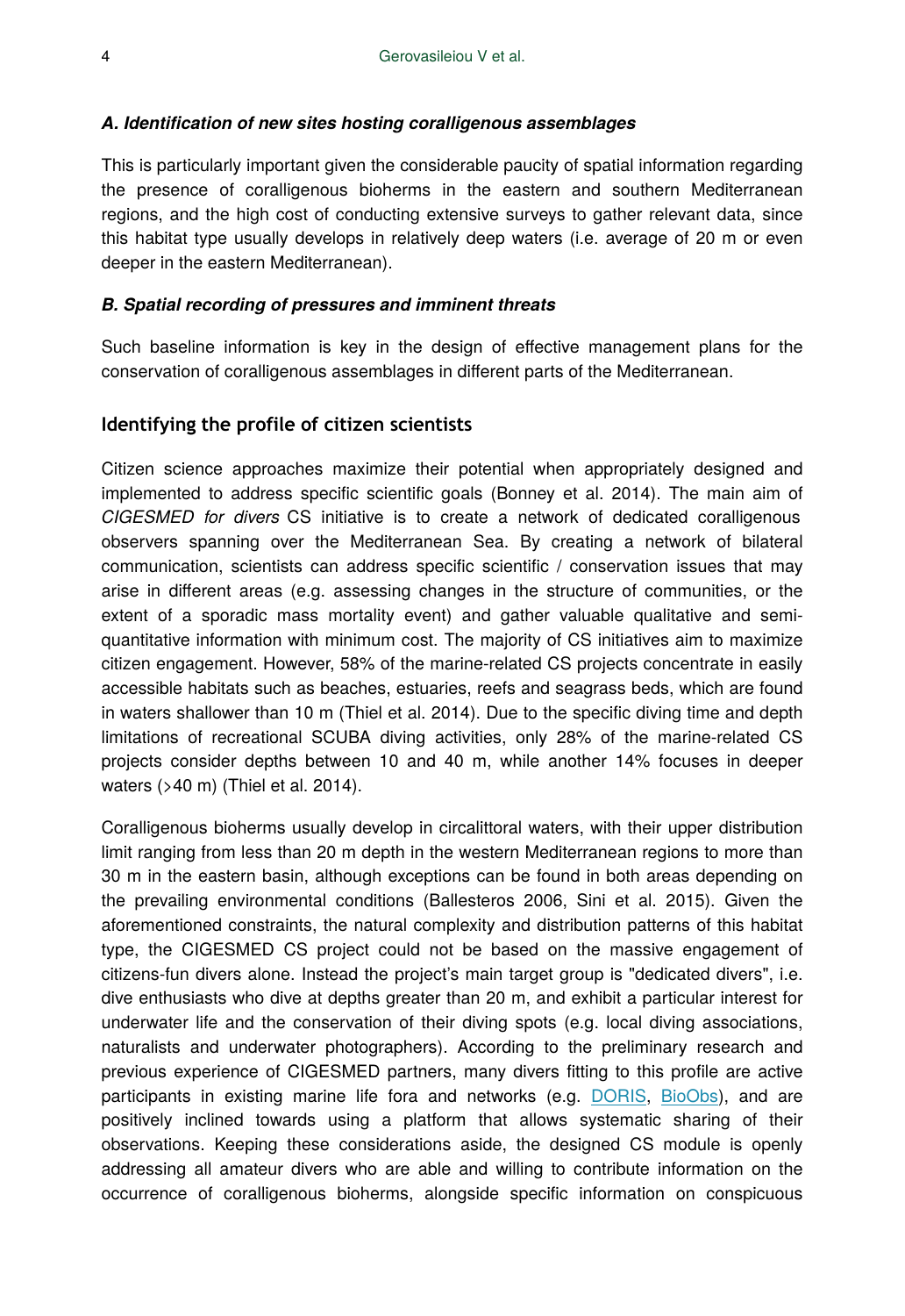#### *A. Identification of new sites hosting coralligenous assemblages*

This is particularly important given the considerable paucity of spatial information regarding the presence of coralligenous bioherms in the eastern and southern Mediterranean regions, and the high cost of conducting extensive surveys to gather relevant data, since this habitat type usually develops in relatively deep waters (i.e. average of 20 m or even deeper in the eastern Mediterranean).

#### *B. Spatial recording of pressures and imminent threats*

Such baseline information is key in the design of effective management plans for the conservation of coralligenous assemblages in different parts of the Mediterranean.

## Identifying the profile of citizen scientists

Citizen science approaches maximize their potential when appropriately designed and implemented to address specific scientific goals (Bonney et al. 2014). The main aim of *CIGESMED for divers* CS initiative is to create a network of dedicated coralligenous observers spanning over the Mediterranean Sea. By creating a network of bilateral communication, scientists can address specific scientific / conservation issues that may arise in different areas (e.g. assessing changes in the structure of communities, or the extent of a sporadic mass mortality event) and gather valuable qualitative and semi-quantitative information with minimum cost. The majority of CS initiatives aim to maximize citizen engagement. However, 58% of the marine-related CS projects concentrate in easily accessible habitats such as beaches, estuaries, reefs and seagrass beds, which are found in waters shallower than 10 m (Thiel et al. 2014). Due to the specific diving time and depth limitations of recreational SCUBA diving activities, only 28% of the marine-related CS projects consider depths between 10 and 40 m, while another 14% focuses in deeper waters (>40 m) (Thiel et al. 2014).

Coralligenous bioherms usually develop in circalittoral waters, with their upper distribution limit ranging from less than 20 m depth in the western Mediterranean regions to more than 30 m in the eastern basin, although exceptions can be found in both areas depending on the prevailing environmental conditions (Ballesteros 2006, Sini et al. 2015). Given the aforementioned constraints, the natural complexity and distribution patterns of this habitat type, the CIGESMED CS project could not be based on the massive engagement of citizens-fun divers alone. Instead the project's main target group is "dedicated divers", i.e. dive enthusiasts who dive at depths greater than 20 m, and exhibit a particular interest for underwater life and the conservation of their diving spots (e.g. local diving associations, naturalists and underwater photographers). According to the preliminary research and previous experience of CIGESMED partners, many divers fitting to this profile are active participants in existing marine life fora and networks (e.g. DORIS, BioObs), and are positively inclined towards using a platform that allows systematic sharing of their observations. Keeping these considerations aside, the designed CS module is openly addressing all amateur divers who are able and willing to contribute information on the occurrence of coralligenous bioherms, alongside specific information on conspicuous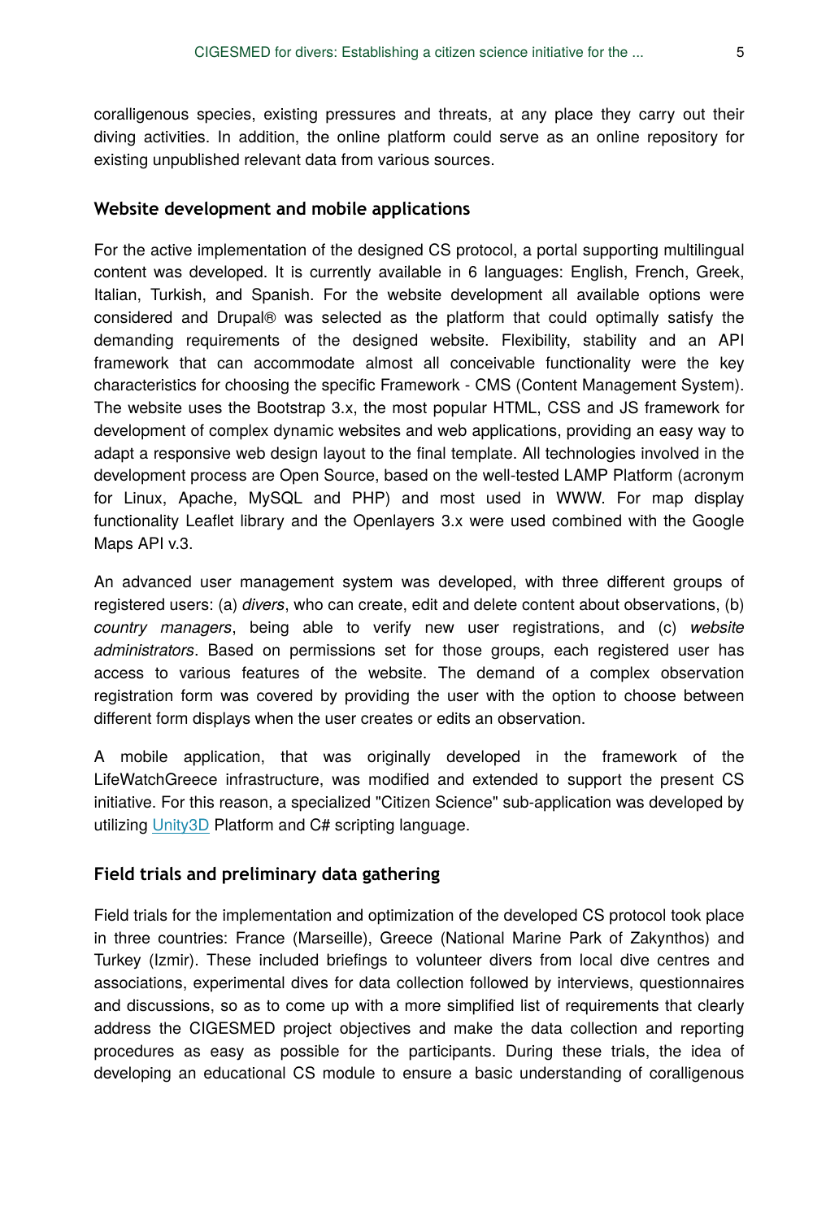coralligenous species, existing pressures and threats, at any place they carry out their diving activities. In addition, the online platform could serve as an online repository for existing unpublished relevant data from various sources.

### Website development and mobile applications

For the active implementation of the designed CS protocol, a portal supporting multilingual content was developed. It is currently available in 6 languages: English, French, Greek, Italian, Turkish, and Spanish. For the website development all available options were considered and Drupal® was selected as the platform that could optimally satisfy the demanding requirements of the designed website. Flexibility, stability and an API framework that can accommodate almost all conceivable functionality were the key characteristics for choosing the specific Framework - CMS (Content Management System). The website uses the Bootstrap 3.x, the most popular HTML, CSS and JS framework for development of complex dynamic websites and web applications, providing an easy way to adapt a responsive web design layout to the final template. All technologies involved in the development process are Open Source, based on the well-tested LAMP Platform (acronym for Linux, Apache, MySQL and PHP) and most used in WWW. For map display functionality Leaflet library and the Openlayers 3.x were used combined with the Google Maps API v.3.

An advanced user management system was developed, with three different groups of registered users: (a) *divers*, who can create, edit and delete content about observations, (b) *country managers*, being able to verify new user registrations, and (c) *website administrators*. Based on permissions set for those groups, each registered user has access to various features of the website. The demand of a complex observation registration form was covered by providing the user with the option to choose between different form displays when the user creates or edits an observation.

A mobile application, that was originally developed in the framework of the LifeWatchGreece infrastructure, was modified and extended to support the present CS initiative. For this reason, a specialized "Citizen Science" sub-application was developed by utilizing Unity3D Platform and C# scripting language.

### Field trials and preliminary data gathering

Field trials for the implementation and optimization of the developed CS protocol took place in three countries: France (Marseille), Greece (National Marine Park of Zakynthos) and Turkey (Izmir). These included briefings to volunteer divers from local dive centres and associations, experimental dives for data collection followed by interviews, questionnaires and discussions, so as to come up with a more simplified list of requirements that clearly address the CIGESMED project objectives and make the data collection and reporting procedures as easy as possible for the participants. During these trials, the idea of developing an educational CS module to ensure a basic understanding of coralligenous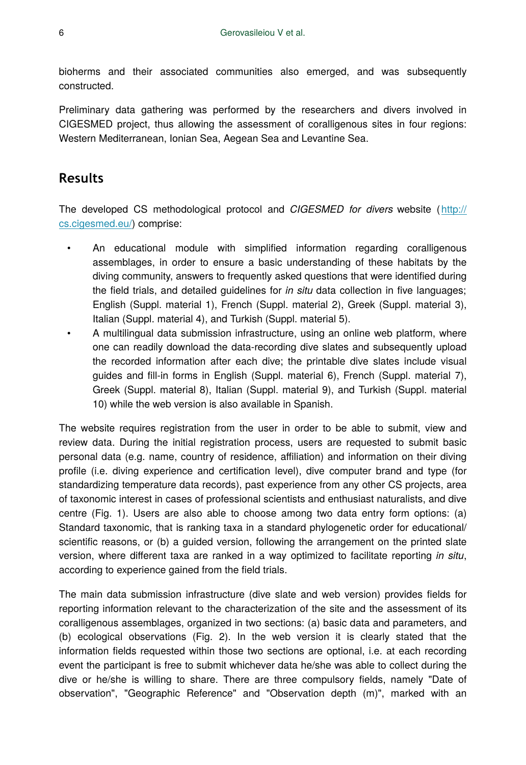bioherms and their associated communities also emerged, and was subsequently constructed.

Preliminary data gathering was performed by the researchers and divers involved in CIGESMED project, thus allowing the assessment of coralligenous sites in four regions: Western Mediterranean, Ionian Sea, Aegean Sea and Levantine Sea.

## Results

The developed CS methodological protocol and *CIGESMED for divers* website (http://cs.cigesmed.eu/) comprise:

- An educational module with simplified information regarding coralligenous assemblages, in order to ensure a basic understanding of these habitats by the diving community, answers to frequently asked questions that were identified during the field trials, and detailed guidelines for *in situ* data collection in five languages; English (Suppl. material 1), French (Suppl. material 2), Greek (Suppl. material 3), Italian (Suppl. material 4), and Turkish (Suppl. material 5).
- A multilingual data submission infrastructure, using an online web platform, where one can readily download the data-recording dive slates and subsequently upload the recorded information after each dive; the printable dive slates include visual guides and fill-in forms in English (Suppl. material 6), French (Suppl. material 7), Greek (Suppl. material 8), Italian (Suppl. material 9), and Turkish (Suppl. material 10) while the web version is also available in Spanish.

The website requires registration from the user in order to be able to submit, view and review data. During the initial registration process, users are requested to submit basic personal data (e.g. name, country of residence, affiliation) and information on their diving profile (i.e. diving experience and certification level), dive computer brand and type (for standardizing temperature data records), past experience from any other CS projects, area of taxonomic interest in cases of professional scientists and enthusiast naturalists, and dive centre (Fig. 1). Users are also able to choose among two data entry form options: (a) Standard taxonomic, that is ranking taxa in a standard phylogenetic order for educational/scientific reasons, or (b) a guided version, following the arrangement on the printed slate version, where different taxa are ranked in a way optimized to facilitate reporting *in situ*, according to experience gained from the field trials.

The main data submission infrastructure (dive slate and web version) provides fields for reporting information relevant to the characterization of the site and the assessment of its coralligenous assemblages, organized in two sections: (a) basic data and parameters, and (b) ecological observations (Fig. 2). In the web version it is clearly stated that the information fields requested within those two sections are optional, i.e. at each recording event the participant is free to submit whichever data he/she was able to collect during the dive or he/she is willing to share. There are three compulsory fields, namely "Date of observation", "Geographic Reference" and "Observation depth (m)", marked with an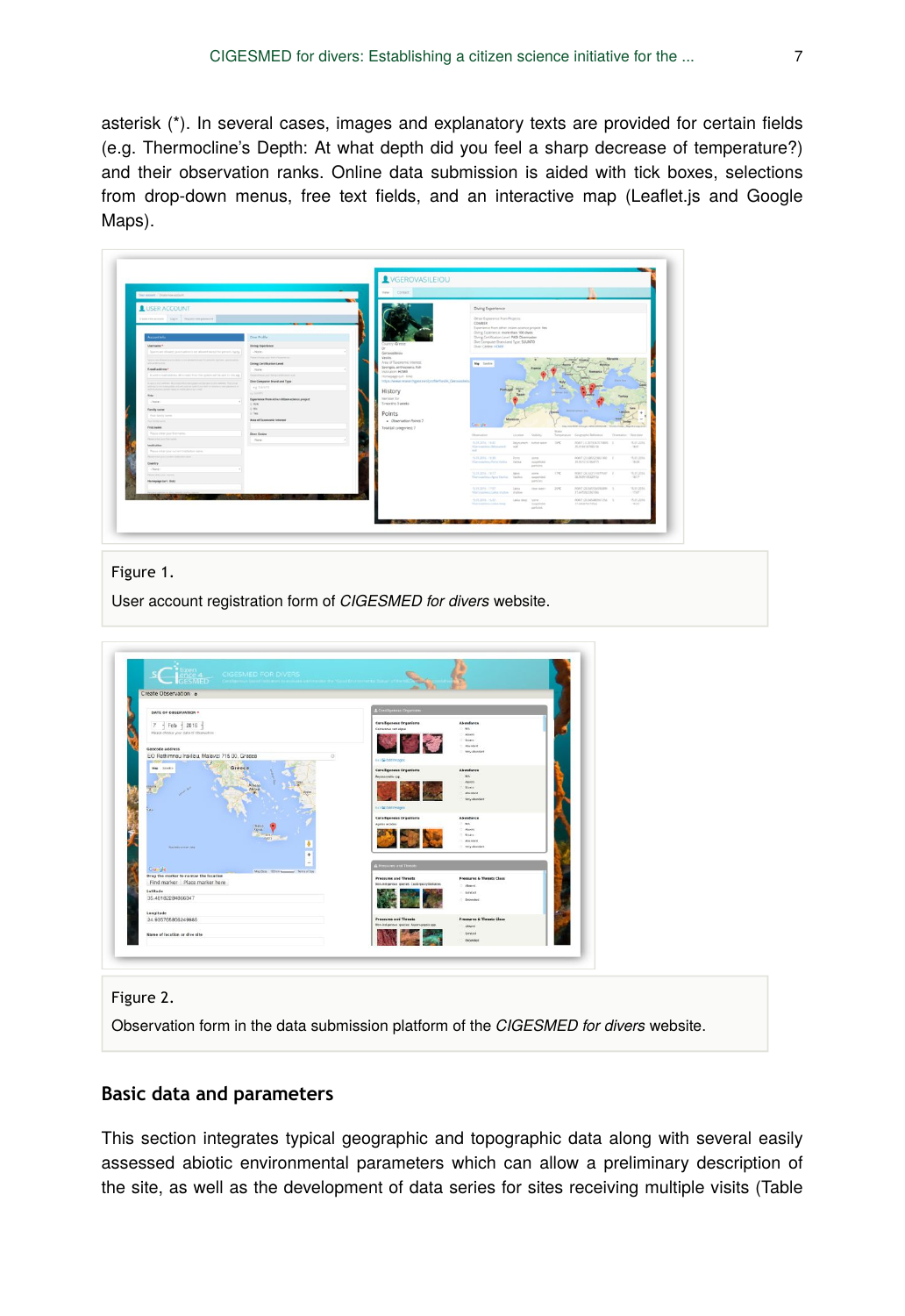asterisk (*). In several cases, images and explanatory texts are provided for certain fields (e.g. Thermocline's Depth: At what depth did you feel a sharp decrease of temperature?) and their observation ranks. Online data submission is aided with tick boxes, selections from drop-down menus, free text fields, and an interactive map (Leaflet.js and Google Maps).

Figure 1.

User account registration form of *CIGESMED for divers* website.

Figure 2.

Observation form in the data submission platform of the *CIGESMED for divers* website.

## Basic data and parameters

This section integrates typical geographic and topographic data along with several easily assessed abiotic environmental parameters which can allow a preliminary description of the site, as well as the development of data series for sites receiving multiple visits (Table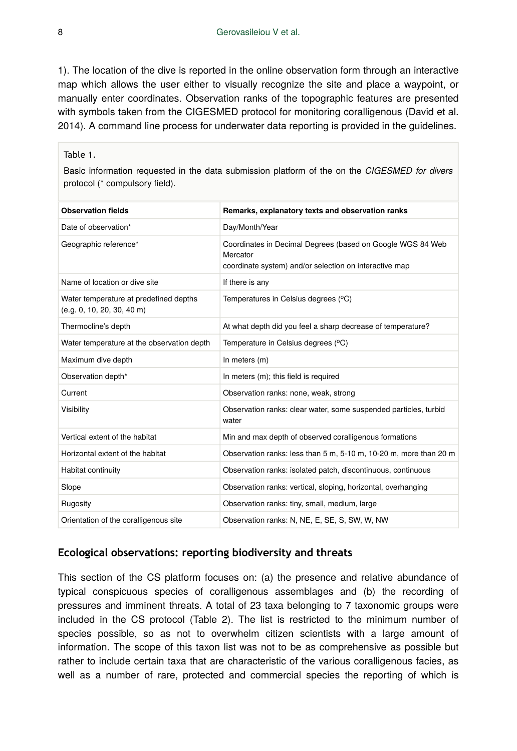1). The location of the dive is reported in the online observation form through an interactive map which allows the user either to visually recognize the site and place a waypoint, or manually enter coordinates. Observation ranks of the topographic features are presented with symbols taken from the CIGESMED protocol for monitoring coralligenous (David et al. 2014). A command line process for underwater data reporting is provided in the guidelines.

Table 1.

Basic information requested in the data submission platform of the on the *CIGESMED for divers* protocol (* compulsory field).

| Observation fields | Remarks, explanatory texts and observation ranks |
| --- | --- |
| Date of observation* | Day/Month/Year |
| Geographic reference* | Coordinates in Decimal Degrees (based on Google WGS 84 Web Mercator coordinate system) and/or selection on interactive map |
| Name of location or dive site | If there is any |
| Water temperature at predefined depths (e.g. 0, 10, 20, 30, 40 m) | Temperatures in Celsius degrees (°C) |
| Thermocline's depth | At what depth did you feel a sharp decrease of temperature? |
| Water temperature at the observation depth | Temperature in Celsius degrees (°C) |
| Maximum dive depth | In meters (m) |
| Observation depth* | In meters (m); this field is required |
| Current | Observation ranks: none, weak, strong |
| Visibility | Observation ranks: clear water, some suspended particles, turbid water |
| Vertical extent of the habitat | Min and max depth of observed coralligenous formations |
| Horizontal extent of the habitat | Observation ranks: less than 5 m, 5-10 m, 10-20 m, more than 20 m |
| Habitat continuity | Observation ranks: isolated patch, discontinuous, continuous |
| Slope | Observation ranks: vertical, sloping, horizontal, overhanging |
| Rugosity | Observation ranks: tiny, small, medium, large |
| Orientation of the coralligenous site | Observation ranks: N, NE, E, SE, S, SW, W, NW |

## Ecological observations: reporting biodiversity and threats

This section of the CS platform focuses on: (a) the presence and relative abundance of typical conspicuous species of coralligenous assemblages and (b) the recording of pressures and imminent threats. A total of 23 taxa belonging to 7 taxonomic groups were included in the CS protocol (Table 2). The list is restricted to the minimum number of species possible, so as not to overwhelm citizen scientists with a large amount of information. The scope of this taxon list was not to be as comprehensive as possible but rather to include certain taxa that are characteristic of the various coralligenous facies, as well as a number of rare, protected and commercial species the reporting of which is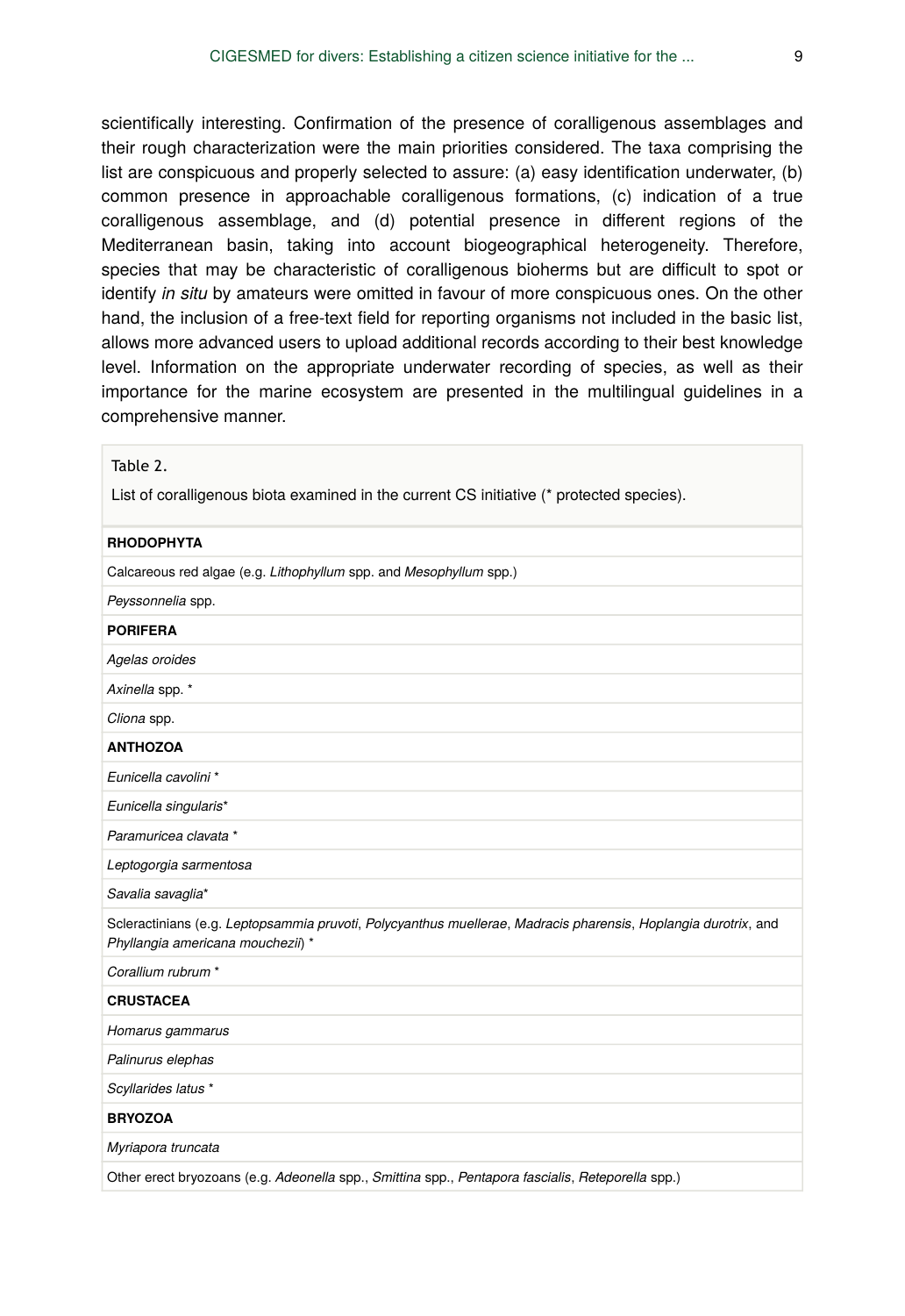scientifically interesting. Confirmation of the presence of coralligenous assemblages and their rough characterization were the main priorities considered. The taxa comprising the list are conspicuous and properly selected to assure: (a) easy identification underwater, (b) common presence in approachable coralligenous formations, (c) indication of a true coralligenous assemblage, and (d) potential presence in different regions of the Mediterranean basin, taking into account biogeographical heterogeneity. Therefore, species that may be characteristic of coralligenous bioherms but are difficult to spot or identify *in situ* by amateurs were omitted in favour of more conspicuous ones. On the other hand, the inclusion of a free-text field for reporting organisms not included in the basic list, allows more advanced users to upload additional records according to their best knowledge level. Information on the appropriate underwater recording of species, as well as their importance for the marine ecosystem are presented in the multilingual guidelines in a comprehensive manner.

Table 2.

List of coralligenous biota examined in the current CS initiative (* protected species).

| **RHODOPHYTA** |
|---|
| Calcareous red algae (e.g. *Lithophyllum* spp. and *Mesophyllum* spp.) |
| *Peyssonnelia* spp. |
| **PORIFERA** |
| *Agelas oroides* |
| *Axinella* spp. * |
| *Cliona* spp. |
| **ANTHOZOA** |
| *Eunicella cavolini* * |
| *Eunicella singularis** |
| *Paramuricea clavata* * |
| *Leptogorgia sarmentosa* |
| *Savalia savaglia** |
| Scleractinians (e.g. *Leptopsammia pruvoti*, *Polycyanthus muellerae*, *Madracis pharensis*, *Hoplangia durotrix*, and *Phyllangia americana mouchezii*) * |
| *Corallium rubrum* * |
| **CRUSTACEA** |
| *Homarus gammarus* |
| *Palinurus elephas* |
| *Scyllarides latus* * |
| **BRYOZOA** |
| *Myriapora truncata* |
| Other erect bryozoans (e.g. *Adeonella* spp., *Smittina* spp., *Pentapora fascialis*, *Reteporella* spp.) |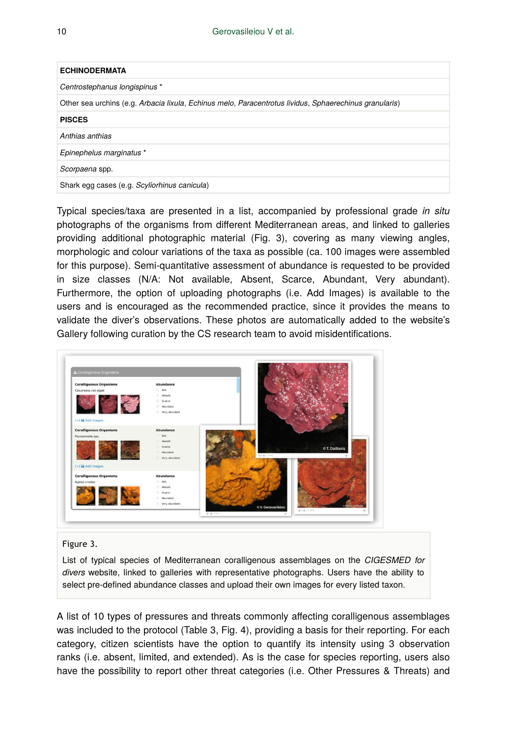| ECHINODERMATA |
|---|
| *Centrostephanus longispinus* * |
| Other sea urchins (e.g. *Arbacia lixula*, *Echinus melo*, *Paracentrotus lividus*, *Sphaerechinus granularis*) |
| **PISCES** |
| *Anthias anthias* |
| *Epinephelus marginatus* * |
| *Scorpaena* spp. |
| Shark egg cases (e.g. *Scyliorhinus canicula*) |

Typical species/taxa are presented in a list, accompanied by professional grade *in situ* photographs of the organisms from different Mediterranean areas, and linked to galleries providing additional photographic material (Fig. 3), covering as many viewing angles, morphologic and colour variations of the taxa as possible (ca. 100 images were assembled for this purpose). Semi-quantitative assessment of abundance is requested to be provided in size classes (N/A: Not available, Absent, Scarce, Abundant, Very abundant). Furthermore, the option of uploading photographs (i.e. Add Images) is available to the users and is encouraged as the recommended practice, since it provides the means to validate the diver's observations. These photos are automatically added to the website's Gallery following curation by the CS research team to avoid misidentifications.

Figure 3.

List of typical species of Mediterranean coralligenous assemblages on the *CIGESMED for divers* website, linked to galleries with representative photographs. Users have the ability to select pre-defined abundance classes and upload their own images for every listed taxon.

A list of 10 types of pressures and threats commonly affecting coralligenous assemblages was included to the protocol (Table 3, Fig. 4), providing a basis for their reporting. For each category, citizen scientists have the option to quantify its intensity using 3 observation ranks (i.e. absent, limited, and extended). As is the case for species reporting, users also have the possibility to report other threat categories (i.e. Other Pressures & Threats) and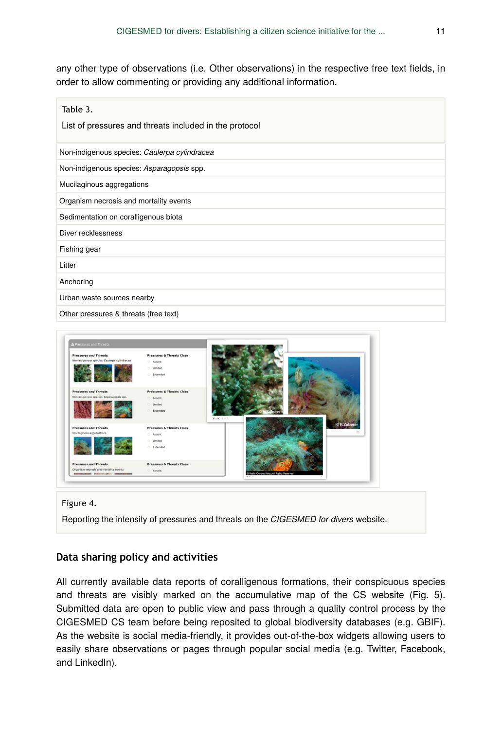any other type of observations (i.e. Other observations) in the respective free text fields, in order to allow commenting or providing any additional information.

Table 3.

List of pressures and threats included in the protocol

| List of pressures and threats included in the protocol |
| --- |
| Non-indigenous species: *Caulerpa cylindracea* |
| Non-indigenous species: *Asparagopsis* spp. |
| Mucilaginous aggregations |
| Organism necrosis and mortality events |
| Sedimentation on coralligenous biota |
| Diver recklessness |
| Fishing gear |
| Litter |
| Anchoring |
| Urban waste sources nearby |
| Other pressures & threats (free text) |

Figure 4.

Reporting the intensity of pressures and threats on the *CIGESMED for divers* website.

## Data sharing policy and activities

All currently available data reports of coralligenous formations, their conspicuous species and threats are visibly marked on the accumulative map of the CS website (Fig. 5). Submitted data are open to public view and pass through a quality control process by the CIGESMED CS team before being reposited to global biodiversity databases (e.g. GBIF). As the website is social media-friendly, it provides out-of-the-box widgets allowing users to easily share observations or pages through popular social media (e.g. Twitter, Facebook, and LinkedIn).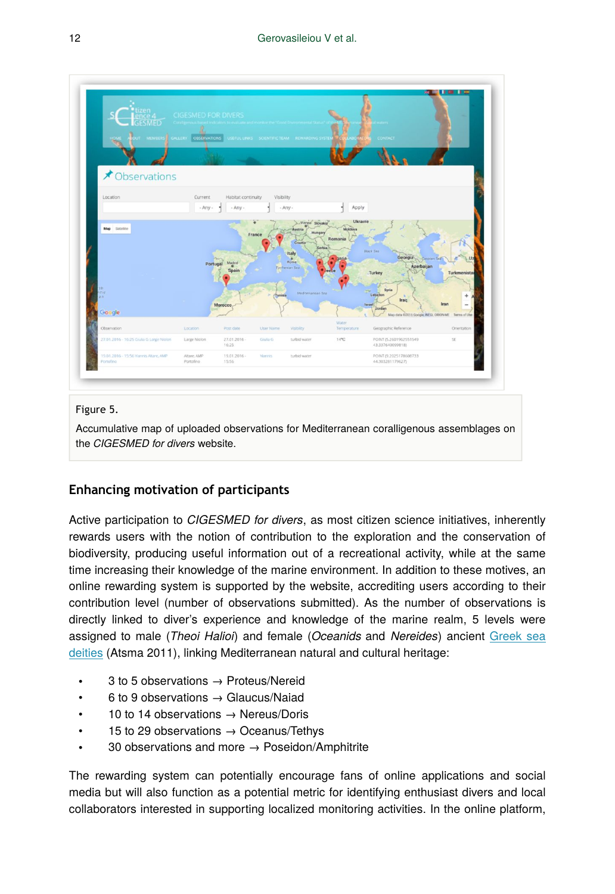Figure 5.

Accumulative map of uploaded observations for Mediterranean coralligenous assemblages on the *CIGESMED for divers* website.

## Enhancing motivation of participants

Active participation to *CIGESMED for divers*, as most citizen science initiatives, inherently rewards users with the notion of contribution to the exploration and the conservation of biodiversity, producing useful information out of a recreational activity, while at the same time increasing their knowledge of the marine environment. In addition to these motives, an online rewarding system is supported by the website, accrediting users according to their contribution level (number of observations submitted). As the number of observations is directly linked to diver's experience and knowledge of the marine realm, 5 levels were assigned to male (*Theoi Halioi*) and female (*Oceanids* and *Nereides*) ancient Greek sea deities (Atsma 2011), linking Mediterranean natural and cultural heritage:

- 3 to 5 observations → Proteus/Nereid
- 6 to 9 observations → Glaucus/Naiad
- 10 to 14 observations → Nereus/Doris
- 15 to 29 observations → Oceanus/Tethys
- 30 observations and more → Poseidon/Amphitrite

The rewarding system can potentially encourage fans of online applications and social media but will also function as a potential metric for identifying enthusiast divers and local collaborators interested in supporting localized monitoring activities. In the online platform,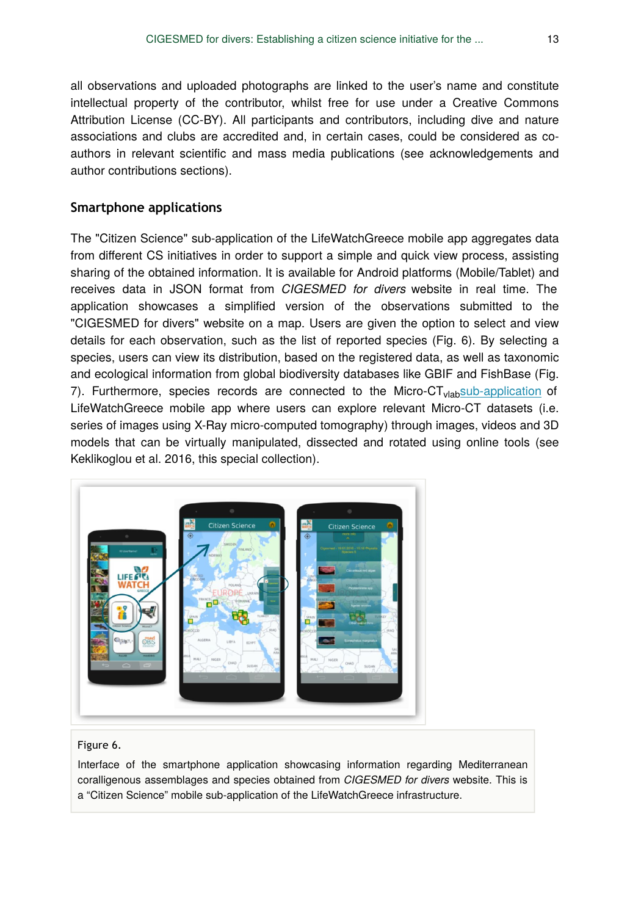all observations and uploaded photographs are linked to the user's name and constitute intellectual property of the contributor, whilst free for use under a Creative Commons Attribution License (CC-BY). All participants and contributors, including dive and nature associations and clubs are accredited and, in certain cases, could be considered as co-authors in relevant scientific and mass media publications (see acknowledgements and author contributions sections).

## Smartphone applications

The "Citizen Science" sub-application of the LifeWatchGreece mobile app aggregates data from different CS initiatives in order to support a simple and quick view process, assisting sharing of the obtained information. It is available for Android platforms (Mobile/Tablet) and receives data in JSON format from *CIGESMED for divers* website in real time. The application showcases a simplified version of the observations submitted to the "CIGESMED for divers" website on a map. Users are given the option to select and view details for each observation, such as the list of reported species (Fig. 6). By selecting a species, users can view its distribution, based on the registered data, as well as taxonomic and ecological information from global biodiversity databases like GBIF and FishBase (Fig. 7). Furthermore, species records are connected to the Micro-CT$_{vlab}$ sub-application of LifeWatchGreece mobile app where users can explore relevant Micro-CT datasets (i.e. series of images using X-Ray micro-computed tomography) through images, videos and 3D models that can be virtually manipulated, dissected and rotated using online tools (see Keklikoglou et al. 2016, this special collection).

Figure 6.

Interface of the smartphone application showcasing information regarding Mediterranean coralligenous assemblages and species obtained from *CIGESMED for divers* website. This is a "Citizen Science" mobile sub-application of the LifeWatchGreece infrastructure.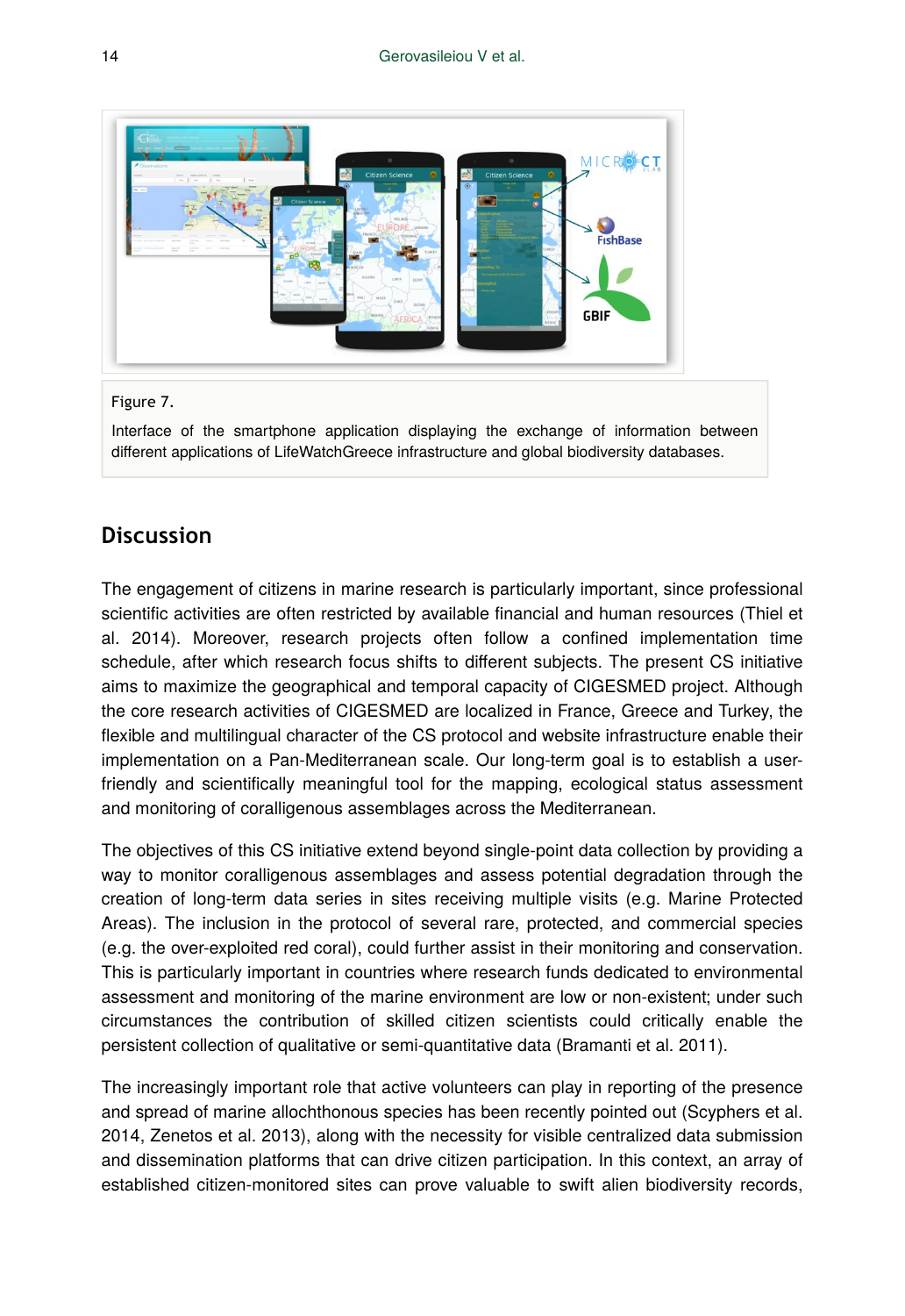Figure 7.

Interface of the smartphone application displaying the exchange of information between different applications of LifeWatchGreece infrastructure and global biodiversity databases.

## Discussion

The engagement of citizens in marine research is particularly important, since professional scientific activities are often restricted by available financial and human resources (Thiel et al. 2014). Moreover, research projects often follow a confined implementation time schedule, after which research focus shifts to different subjects. The present CS initiative aims to maximize the geographical and temporal capacity of CIGESMED project. Although the core research activities of CIGESMED are localized in France, Greece and Turkey, the flexible and multilingual character of the CS protocol and website infrastructure enable their implementation on a Pan-Mediterranean scale. Our long-term goal is to establish a user-friendly and scientifically meaningful tool for the mapping, ecological status assessment and monitoring of coralligenous assemblages across the Mediterranean.

The objectives of this CS initiative extend beyond single-point data collection by providing a way to monitor coralligenous assemblages and assess potential degradation through the creation of long-term data series in sites receiving multiple visits (e.g. Marine Protected Areas). The inclusion in the protocol of several rare, protected, and commercial species (e.g. the over-exploited red coral), could further assist in their monitoring and conservation. This is particularly important in countries where research funds dedicated to environmental assessment and monitoring of the marine environment are low or non-existent; under such circumstances the contribution of skilled citizen scientists could critically enable the persistent collection of qualitative or semi-quantitative data (Bramanti et al. 2011).

The increasingly important role that active volunteers can play in reporting of the presence and spread of marine allochthonous species has been recently pointed out (Scyphers et al. 2014, Zenetos et al. 2013), along with the necessity for visible centralized data submission and dissemination platforms that can drive citizen participation. In this context, an array of established citizen-monitored sites can prove valuable to swift alien biodiversity records,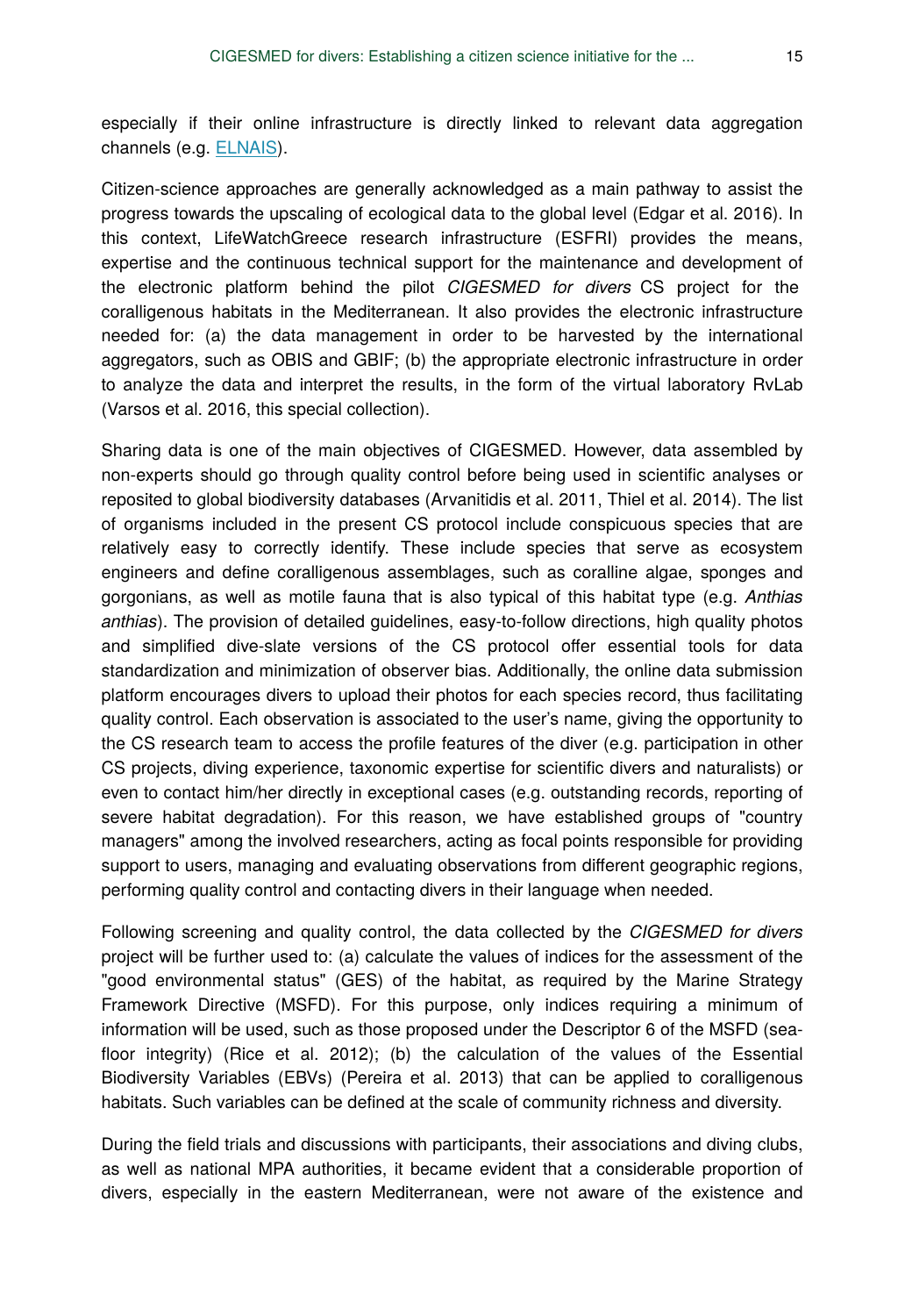especially if their online infrastructure is directly linked to relevant data aggregation channels (e.g. ELNAIS).

Citizen-science approaches are generally acknowledged as a main pathway to assist the progress towards the upscaling of ecological data to the global level (Edgar et al. 2016). In this context, LifeWatchGreece research infrastructure (ESFRI) provides the means, expertise and the continuous technical support for the maintenance and development of the electronic platform behind the pilot *CIGESMED for divers* CS project for the coralligenous habitats in the Mediterranean. It also provides the electronic infrastructure needed for: (a) the data management in order to be harvested by the international aggregators, such as OBIS and GBIF; (b) the appropriate electronic infrastructure in order to analyze the data and interpret the results, in the form of the virtual laboratory RvLab (Varsos et al. 2016, this special collection).

Sharing data is one of the main objectives of CIGESMED. However, data assembled by non-experts should go through quality control before being used in scientific analyses or reposited to global biodiversity databases (Arvanitidis et al. 2011, Thiel et al. 2014). The list of organisms included in the present CS protocol include conspicuous species that are relatively easy to correctly identify. These include species that serve as ecosystem engineers and define coralligenous assemblages, such as coralline algae, sponges and gorgonians, as well as motile fauna that is also typical of this habitat type (e.g. *Anthias anthias*). The provision of detailed guidelines, easy-to-follow directions, high quality photos and simplified dive-slate versions of the CS protocol offer essential tools for data standardization and minimization of observer bias. Additionally, the online data submission platform encourages divers to upload their photos for each species record, thus facilitating quality control. Each observation is associated to the user's name, giving the opportunity to the CS research team to access the profile features of the diver (e.g. participation in other CS projects, diving experience, taxonomic expertise for scientific divers and naturalists) or even to contact him/her directly in exceptional cases (e.g. outstanding records, reporting of severe habitat degradation). For this reason, we have established groups of "country managers" among the involved researchers, acting as focal points responsible for providing support to users, managing and evaluating observations from different geographic regions, performing quality control and contacting divers in their language when needed.

Following screening and quality control, the data collected by the *CIGESMED for divers* project will be further used to: (a) calculate the values of indices for the assessment of the "good environmental status" (GES) of the habitat, as required by the Marine Strategy Framework Directive (MSFD). For this purpose, only indices requiring a minimum of information will be used, such as those proposed under the Descriptor 6 of the MSFD (sea-floor integrity) (Rice et al. 2012); (b) the calculation of the values of the Essential Biodiversity Variables (EBVs) (Pereira et al. 2013) that can be applied to coralligenous habitats. Such variables can be defined at the scale of community richness and diversity.

During the field trials and discussions with participants, their associations and diving clubs, as well as national MPA authorities, it became evident that a considerable proportion of divers, especially in the eastern Mediterranean, were not aware of the existence and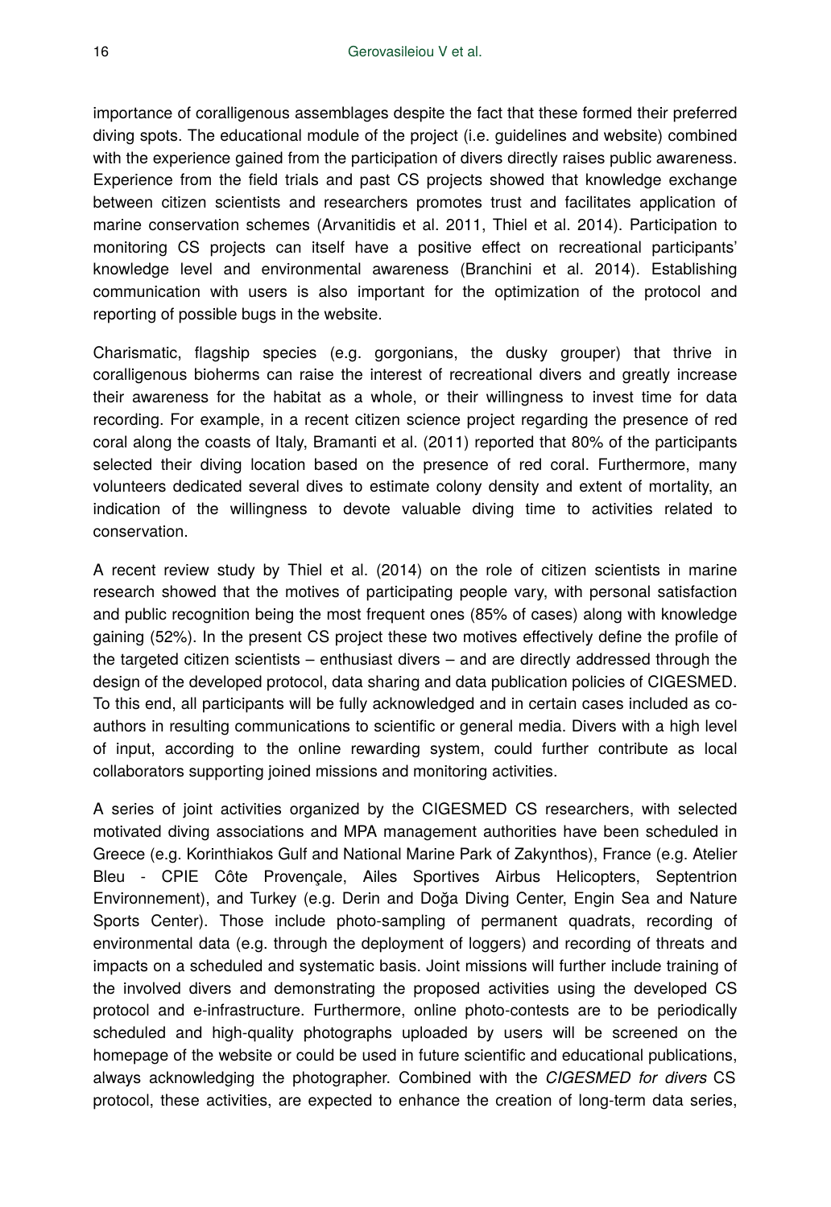importance of coralligenous assemblages despite the fact that these formed their preferred diving spots. The educational module of the project (i.e. guidelines and website) combined with the experience gained from the participation of divers directly raises public awareness. Experience from the field trials and past CS projects showed that knowledge exchange between citizen scientists and researchers promotes trust and facilitates application of marine conservation schemes (Arvanitidis et al. 2011, Thiel et al. 2014). Participation to monitoring CS projects can itself have a positive effect on recreational participants' knowledge level and environmental awareness (Branchini et al. 2014). Establishing communication with users is also important for the optimization of the protocol and reporting of possible bugs in the website.

Charismatic, flagship species (e.g. gorgonians, the dusky grouper) that thrive in coralligenous bioherms can raise the interest of recreational divers and greatly increase their awareness for the habitat as a whole, or their willingness to invest time for data recording. For example, in a recent citizen science project regarding the presence of red coral along the coasts of Italy, Bramanti et al. (2011) reported that 80% of the participants selected their diving location based on the presence of red coral. Furthermore, many volunteers dedicated several dives to estimate colony density and extent of mortality, an indication of the willingness to devote valuable diving time to activities related to conservation.

A recent review study by Thiel et al. (2014) on the role of citizen scientists in marine research showed that the motives of participating people vary, with personal satisfaction and public recognition being the most frequent ones (85% of cases) along with knowledge gaining (52%). In the present CS project these two motives effectively define the profile of the targeted citizen scientists – enthusiast divers – and are directly addressed through the design of the developed protocol, data sharing and data publication policies of CIGESMED. To this end, all participants will be fully acknowledged and in certain cases included as co-authors in resulting communications to scientific or general media. Divers with a high level of input, according to the online rewarding system, could further contribute as local collaborators supporting joined missions and monitoring activities.

A series of joint activities organized by the CIGESMED CS researchers, with selected motivated diving associations and MPA management authorities have been scheduled in Greece (e.g. Korinthiakos Gulf and National Marine Park of Zakynthos), France (e.g. Atelier Bleu - CPIE Côte Provençale, Ailes Sportives Airbus Helicopters, Septentrion Environnement), and Turkey (e.g. Derin and Doğa Diving Center, Engin Sea and Nature Sports Center). Those include photo-sampling of permanent quadrats, recording of environmental data (e.g. through the deployment of loggers) and recording of threats and impacts on a scheduled and systematic basis. Joint missions will further include training of the involved divers and demonstrating the proposed activities using the developed CS protocol and e-infrastructure. Furthermore, online photo-contests are to be periodically scheduled and high-quality photographs uploaded by users will be screened on the homepage of the website or could be used in future scientific and educational publications, always acknowledging the photographer. Combined with the *CIGESMED for divers* CS protocol, these activities, are expected to enhance the creation of long-term data series,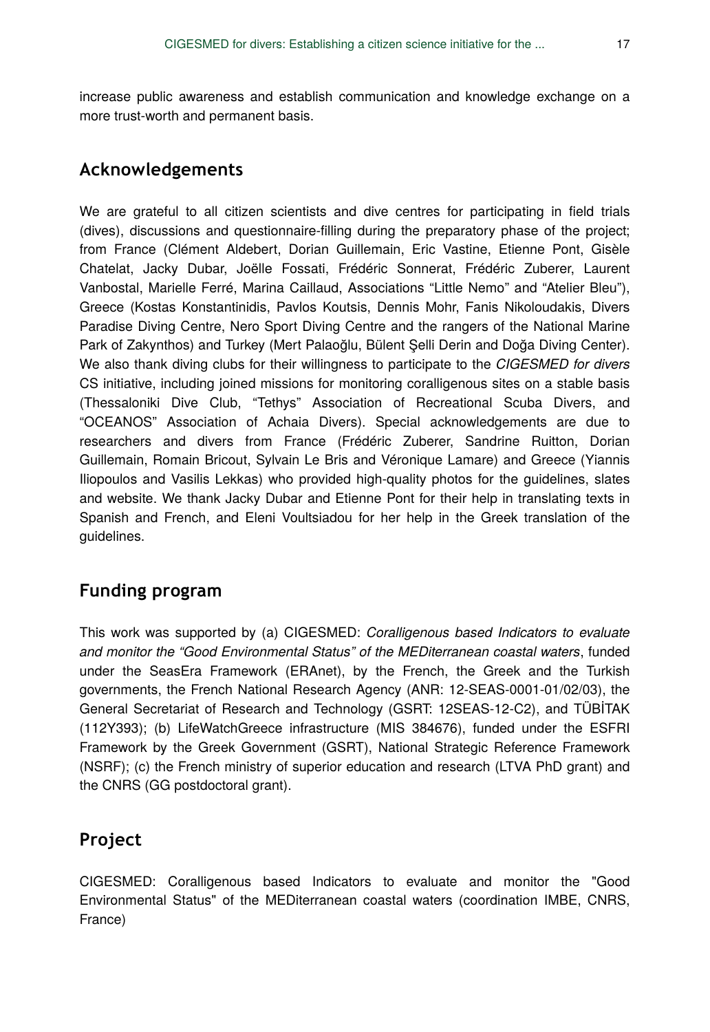increase public awareness and establish communication and knowledge exchange on a more trust-worth and permanent basis.

## Acknowledgements

We are grateful to all citizen scientists and dive centres for participating in field trials (dives), discussions and questionnaire-filling during the preparatory phase of the project; from France (Clément Aldebert, Dorian Guillemain, Eric Vastine, Etienne Pont, Gisèle Chatelat, Jacky Dubar, Joëlle Fossati, Frédéric Sonnerat, Frédéric Zuberer, Laurent Vanbostal, Marielle Ferré, Marina Caillaud, Associations "Little Nemo" and "Atelier Bleu"), Greece (Kostas Konstantinidis, Pavlos Koutsis, Dennis Mohr, Fanis Nikoloudakis, Divers Paradise Diving Centre, Nero Sport Diving Centre and the rangers of the National Marine Park of Zakynthos) and Turkey (Mert Palaoğlu, Bülent Şelli Derin and Doğa Diving Center). We also thank diving clubs for their willingness to participate to the *CIGESMED for divers* CS initiative, including joined missions for monitoring coralligenous sites on a stable basis (Thessaloniki Dive Club, "Tethys" Association of Recreational Scuba Divers, and "OCEANOS" Association of Achaia Divers). Special acknowledgements are due to researchers and divers from France (Frédéric Zuberer, Sandrine Ruitton, Dorian Guillemain, Romain Bricout, Sylvain Le Bris and Véronique Lamare) and Greece (Yiannis Iliopoulos and Vasilis Lekkas) who provided high-quality photos for the guidelines, slates and website. We thank Jacky Dubar and Etienne Pont for their help in translating texts in Spanish and French, and Eleni Voultsiadou for her help in the Greek translation of the guidelines.

## Funding program

This work was supported by (a) CIGESMED: *Coralligenous based Indicators to evaluate and monitor the "Good Environmental Status" of the MEDiterranean coastal waters*, funded under the SeasEra Framework (ERAnet), by the French, the Greek and the Turkish governments, the French National Research Agency (ANR: 12-SEAS-0001-01/02/03), the General Secretariat of Research and Technology (GSRT: 12SEAS-12-C2), and TÜBİTAK (112Y393); (b) LifeWatchGreece infrastructure (MIS 384676), funded under the ESFRI Framework by the Greek Government (GSRT), National Strategic Reference Framework (NSRF); (c) the French ministry of superior education and research (LTVA PhD grant) and the CNRS (GG postdoctoral grant).

## Project

CIGESMED: Coralligenous based Indicators to evaluate and monitor the "Good Environmental Status" of the MEDiterranean coastal waters (coordination IMBE, CNRS, France)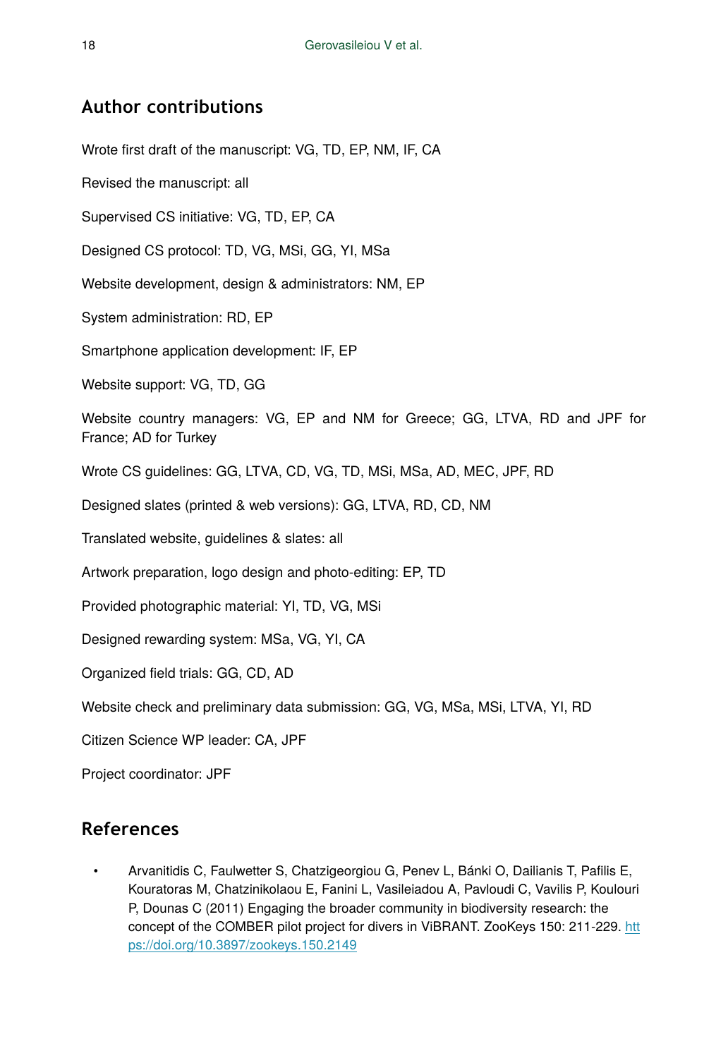## Author contributions

Wrote first draft of the manuscript: VG, TD, EP, NM, IF, CA

Revised the manuscript: all

Supervised CS initiative: VG, TD, EP, CA

Designed CS protocol: TD, VG, MSi, GG, YI, MSa

Website development, design & administrators: NM, EP

System administration: RD, EP

Smartphone application development: IF, EP

Website support: VG, TD, GG

Website country managers: VG, EP and NM for Greece; GG, LTVA, RD and JPF for France; AD for Turkey

Wrote CS guidelines: GG, LTVA, CD, VG, TD, MSi, MSa, AD, MEC, JPF, RD

Designed slates (printed & web versions): GG, LTVA, RD, CD, NM

Translated website, guidelines & slates: all

Artwork preparation, logo design and photo-editing: EP, TD

Provided photographic material: YI, TD, VG, MSi

Designed rewarding system: MSa, VG, YI, CA

Organized field trials: GG, CD, AD

Website check and preliminary data submission: GG, VG, MSa, MSi, LTVA, YI, RD

Citizen Science WP leader: CA, JPF

Project coordinator: JPF

## References

- Arvanitidis C, Faulwetter S, Chatzigeorgiou G, Penev L, Bánki O, Dailianis T, Pafilis E, Kouratoras M, Chatzinikolaou E, Fanini L, Vasileiadou A, Pavloudi C, Vavilis P, Koulouri P, Dounas C (2011) Engaging the broader community in biodiversity research: the concept of the COMBER pilot project for divers in ViBRANT. ZooKeys 150: 211-229. https://doi.org/10.3897/zookeys.150.2149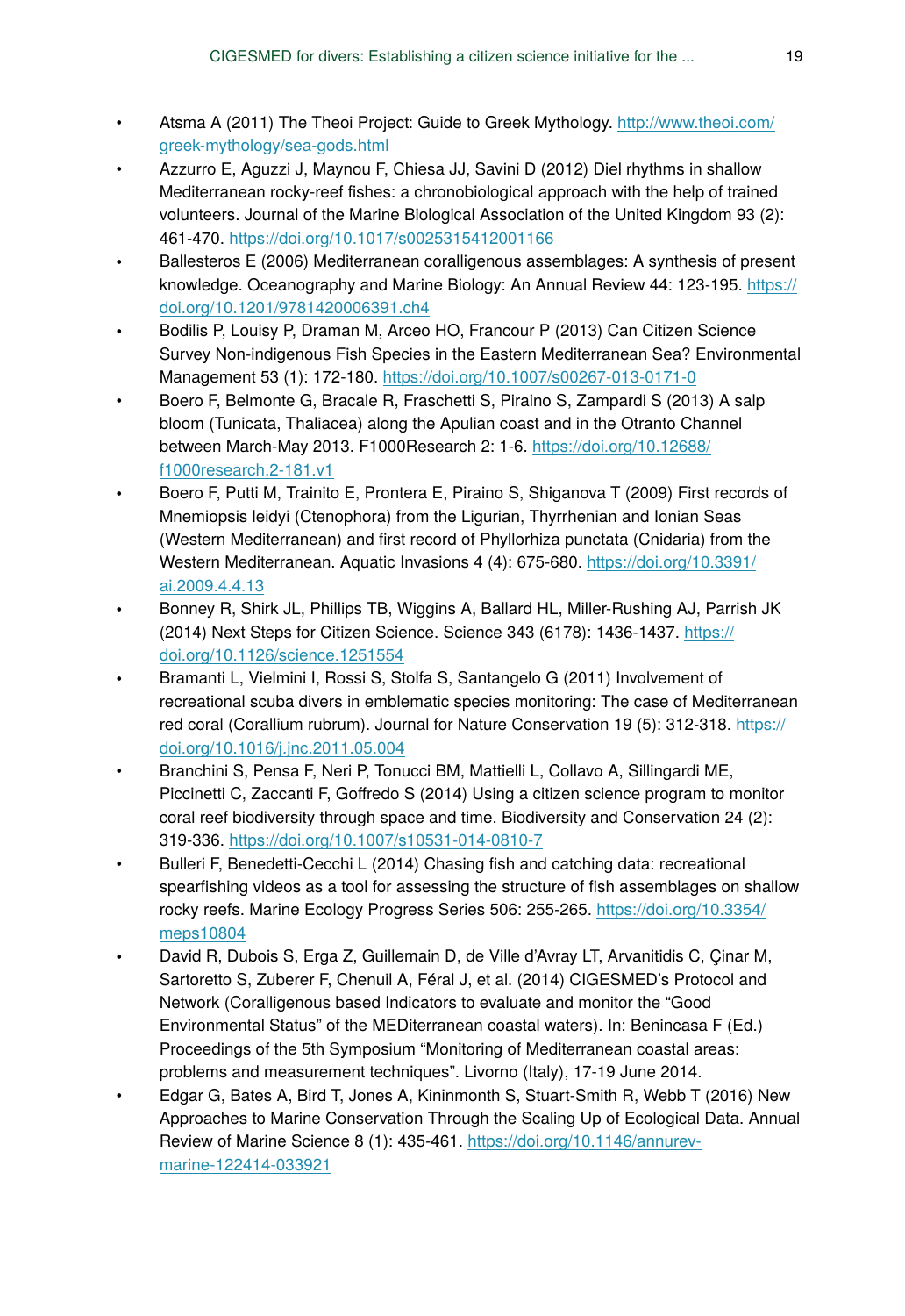- Atsma A (2011) The Theoi Project: Guide to Greek Mythology. http://www.theoi.com/greek-mythology/sea-gods.html
- Azzurro E, Aguzzi J, Maynou F, Chiesa JJ, Savini D (2012) Diel rhythms in shallow Mediterranean rocky-reef fishes: a chronobiological approach with the help of trained volunteers. Journal of the Marine Biological Association of the United Kingdom 93 (2): 461-470. https://doi.org/10.1017/s0025315412001166
- Ballesteros E (2006) Mediterranean coralligenous assemblages: A synthesis of present knowledge. Oceanography and Marine Biology: An Annual Review 44: 123-195. https://doi.org/10.1201/9781420006391.ch4
- Bodilis P, Louisy P, Draman M, Arceo HO, Francour P (2013) Can Citizen Science Survey Non-indigenous Fish Species in the Eastern Mediterranean Sea? Environmental Management 53 (1): 172-180. https://doi.org/10.1007/s00267-013-0171-0
- Boero F, Belmonte G, Bracale R, Fraschetti S, Piraino S, Zampardi S (2013) A salp bloom (Tunicata, Thaliacea) along the Apulian coast and in the Otranto Channel between March-May 2013. F1000Research 2: 1-6. https://doi.org/10.12688/f1000research.2-181.v1
- Boero F, Putti M, Trainito E, Prontera E, Piraino S, Shiganova T (2009) First records of Mnemiopsis leidyi (Ctenophora) from the Ligurian, Thyrrhenian and Ionian Seas (Western Mediterranean) and first record of Phyllorhiza punctata (Cnidaria) from the Western Mediterranean. Aquatic Invasions 4 (4): 675-680. https://doi.org/10.3391/ai.2009.4.4.13
- Bonney R, Shirk JL, Phillips TB, Wiggins A, Ballard HL, Miller-Rushing AJ, Parrish JK (2014) Next Steps for Citizen Science. Science 343 (6178): 1436-1437. https://doi.org/10.1126/science.1251554
- Bramanti L, Vielmini I, Rossi S, Stolfa S, Santangelo G (2011) Involvement of recreational scuba divers in emblematic species monitoring: The case of Mediterranean red coral (Corallium rubrum). Journal for Nature Conservation 19 (5): 312-318. https://doi.org/10.1016/j.jnc.2011.05.004
- Branchini S, Pensa F, Neri P, Tonucci BM, Mattielli L, Collavo A, Sillingardi ME, Piccinetti C, Zaccanti F, Goffredo S (2014) Using a citizen science program to monitor coral reef biodiversity through space and time. Biodiversity and Conservation 24 (2): 319-336. https://doi.org/10.1007/s10531-014-0810-7
- Bulleri F, Benedetti-Cecchi L (2014) Chasing fish and catching data: recreational spearfishing videos as a tool for assessing the structure of fish assemblages on shallow rocky reefs. Marine Ecology Progress Series 506: 255-265. https://doi.org/10.3354/meps10804
- David R, Dubois S, Erga Z, Guillemain D, de Ville d'Avray LT, Arvanitidis C, Çinar M, Sartoretto S, Zuberer F, Chenuil A, Féral J, et al. (2014) CIGESMED's Protocol and Network (Coralligenous based Indicators to evaluate and monitor the "Good Environmental Status" of the MEDiterranean coastal waters). In: Benincasa F (Ed.) Proceedings of the 5th Symposium "Monitoring of Mediterranean coastal areas: problems and measurement techniques". Livorno (Italy), 17-19 June 2014.
- Edgar G, Bates A, Bird T, Jones A, Kininmonth S, Stuart-Smith R, Webb T (2016) New Approaches to Marine Conservation Through the Scaling Up of Ecological Data. Annual Review of Marine Science 8 (1): 435-461. https://doi.org/10.1146/annurev-marine-122414-033921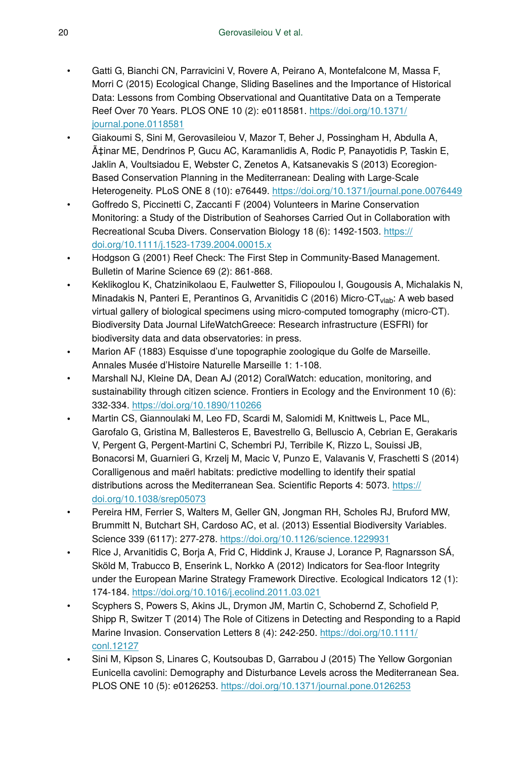- Gatti G, Bianchi CN, Parravicini V, Rovere A, Peirano A, Montefalcone M, Massa F, Morri C (2015) Ecological Change, Sliding Baselines and the Importance of Historical Data: Lessons from Combing Observational and Quantitative Data on a Temperate Reef Over 70 Years. PLOS ONE 10 (2): e0118581. https://doi.org/10.1371/journal.pone.0118581
- Giakoumi S, Sini M, Gerovasileiou V, Mazor T, Beher J, Possingham H, Abdulla A, Ã‡inar ME, Dendrinos P, Gucu AC, Karamanlidis A, Rodic P, Panayotidis P, Taskin E, Jaklin A, Voultsiadou E, Webster C, Zenetos A, Katsanevakis S (2013) Ecoregion-Based Conservation Planning in the Mediterranean: Dealing with Large-Scale Heterogeneity. PLoS ONE 8 (10): e76449. https://doi.org/10.1371/journal.pone.0076449
- Goffredo S, Piccinetti C, Zaccanti F (2004) Volunteers in Marine Conservation Monitoring: a Study of the Distribution of Seahorses Carried Out in Collaboration with Recreational Scuba Divers. Conservation Biology 18 (6): 1492-1503. https://doi.org/10.1111/j.1523-1739.2004.00015.x
- Hodgson G (2001) Reef Check: The First Step in Community-Based Management. Bulletin of Marine Science 69 (2): 861-868.
- Keklikoglou K, Chatzinikolaou E, Faulwetter S, Filiopoulou I, Gougousis A, Michalakis N, Minadakis N, Panteri E, Perantinos G, Arvanitidis C (2016) Micro-CT$_{vlab}$: A web based virtual gallery of biological specimens using micro-computed tomography (micro-CT). Biodiversity Data Journal LifeWatchGreece: Research infrastructure (ESFRI) for biodiversity data and data observatories: in press.
- Marion AF (1883) Esquisse d'une topographie zoologique du Golfe de Marseille. Annales Musée d'Histoire Naturelle Marseille 1: 1-108.
- Marshall NJ, Kleine DA, Dean AJ (2012) CoralWatch: education, monitoring, and sustainability through citizen science. Frontiers in Ecology and the Environment 10 (6): 332-334. https://doi.org/10.1890/110266
- Martin CS, Giannoulaki M, Leo FD, Scardi M, Salomidi M, Knittweis L, Pace ML, Garofalo G, Gristina M, Ballesteros E, Bavestrello G, Belluscio A, Cebrian E, Gerakaris V, Pergent G, Pergent-Martini C, Schembri PJ, Terribile K, Rizzo L, Souissi JB, Bonacorsi M, Guarnieri G, Krzelj M, Macic V, Punzo E, Valavanis V, Fraschetti S (2014) Coralligenous and maërl habitats: predictive modelling to identify their spatial distributions across the Mediterranean Sea. Scientific Reports 4: 5073. https://doi.org/10.1038/srep05073
- Pereira HM, Ferrier S, Walters M, Geller GN, Jongman RH, Scholes RJ, Bruford MW, Brummitt N, Butchart SH, Cardoso AC, et al. (2013) Essential Biodiversity Variables. Science 339 (6117): 277-278. https://doi.org/10.1126/science.1229931
- Rice J, Arvanitidis C, Borja A, Frid C, Hiddink J, Krause J, Lorance P, Ragnarsson SÁ, Sköld M, Trabucco B, Enserink L, Norkko A (2012) Indicators for Sea-floor Integrity under the European Marine Strategy Framework Directive. Ecological Indicators 12 (1): 174-184. https://doi.org/10.1016/j.ecolind.2011.03.021
- Scyphers S, Powers S, Akins JL, Drymon JM, Martin C, Schobernd Z, Schofield P, Shipp R, Switzer T (2014) The Role of Citizens in Detecting and Responding to a Rapid Marine Invasion. Conservation Letters 8 (4): 242-250. https://doi.org/10.1111/conl.12127
- Sini M, Kipson S, Linares C, Koutsoubas D, Garrabou J (2015) The Yellow Gorgonian Eunicella cavolini: Demography and Disturbance Levels across the Mediterranean Sea. PLOS ONE 10 (5): e0126253. https://doi.org/10.1371/journal.pone.0126253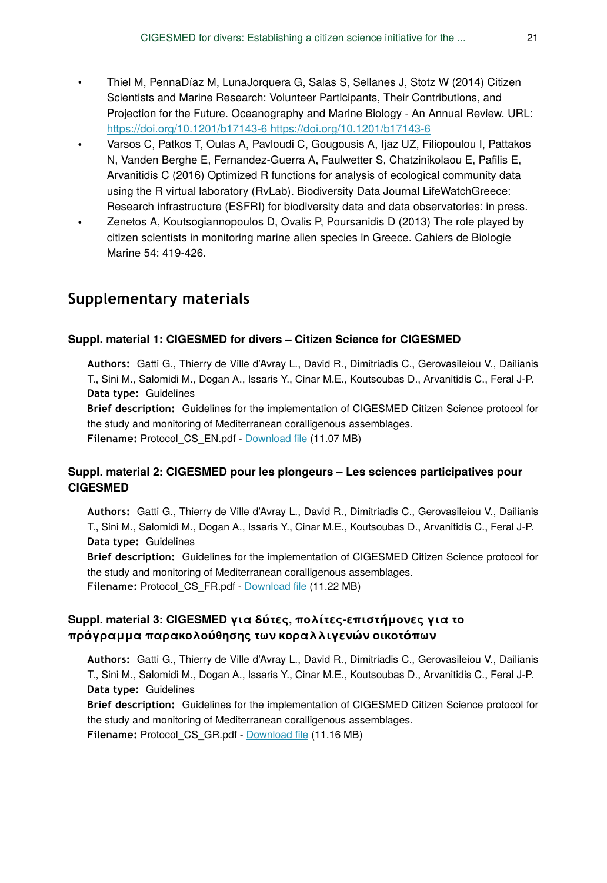- Thiel M, PennaDíaz M, LunaJorquera G, Salas S, Sellanes J, Stotz W (2014) Citizen Scientists and Marine Research: Volunteer Participants, Their Contributions, and Projection for the Future. Oceanography and Marine Biology - An Annual Review. URL: https://doi.org/10.1201/b17143-6 https://doi.org/10.1201/b17143-6
- Varsos C, Patkos T, Oulas A, Pavloudi C, Gougousis A, Ijaz UZ, Filiopoulou I, Pattakos N, Vanden Berghe E, Fernandez-Guerra A, Faulwetter S, Chatzinikolaou E, Pafilis E, Arvanitidis C (2016) Optimized R functions for analysis of ecological community data using the R virtual laboratory (RvLab). Biodiversity Data Journal LifeWatchGreece: Research infrastructure (ESFRI) for biodiversity data and data observatories: in press.
- Zenetos A, Koutsogiannopoulos D, Ovalis P, Poursanidis D (2013) The role played by citizen scientists in monitoring marine alien species in Greece. Cahiers de Biologie Marine 54: 419-426.

## Supplementary materials

### Suppl. material 1: CIGESMED for divers – Citizen Science for CIGESMED

**Authors:** Gatti G., Thierry de Ville d'Avray L., David R., Dimitriadis C., Gerovasileiou V., Dailianis T., Sini M., Salomidi M., Dogan A., Issaris Y., Cinar M.E., Koutsoubas D., Arvanitidis C., Feral J-P.
**Data type:** Guidelines
**Brief description:** Guidelines for the implementation of CIGESMED Citizen Science protocol for the study and monitoring of Mediterranean coralligenous assemblages.
**Filename:** Protocol_CS_EN.pdf - Download file (11.07 MB)

### Suppl. material 2: CIGESMED pour les plongeurs – Les sciences participatives pour CIGESMED

**Authors:** Gatti G., Thierry de Ville d'Avray L., David R., Dimitriadis C., Gerovasileiou V., Dailianis T., Sini M., Salomidi M., Dogan A., Issaris Y., Cinar M.E., Koutsoubas D., Arvanitidis C., Feral J-P.
**Data type:** Guidelines
**Brief description:** Guidelines for the implementation of CIGESMED Citizen Science protocol for the study and monitoring of Mediterranean coralligenous assemblages.
**Filename:** Protocol_CS_FR.pdf - Download file (11.22 MB)

### Suppl. material 3: CIGESMED για δύτες, πολίτες-επιστήμονες για το πρόγραμμα παρακολούθησης των κοραλλιγενών οικοτόπων

**Authors:** Gatti G., Thierry de Ville d'Avray L., David R., Dimitriadis C., Gerovasileiou V., Dailianis T., Sini M., Salomidi M., Dogan A., Issaris Y., Cinar M.E., Koutsoubas D., Arvanitidis C., Feral J-P.
**Data type:** Guidelines
**Brief description:** Guidelines for the implementation of CIGESMED Citizen Science protocol for the study and monitoring of Mediterranean coralligenous assemblages.
**Filename:** Protocol_CS_GR.pdf - Download file (11.16 MB)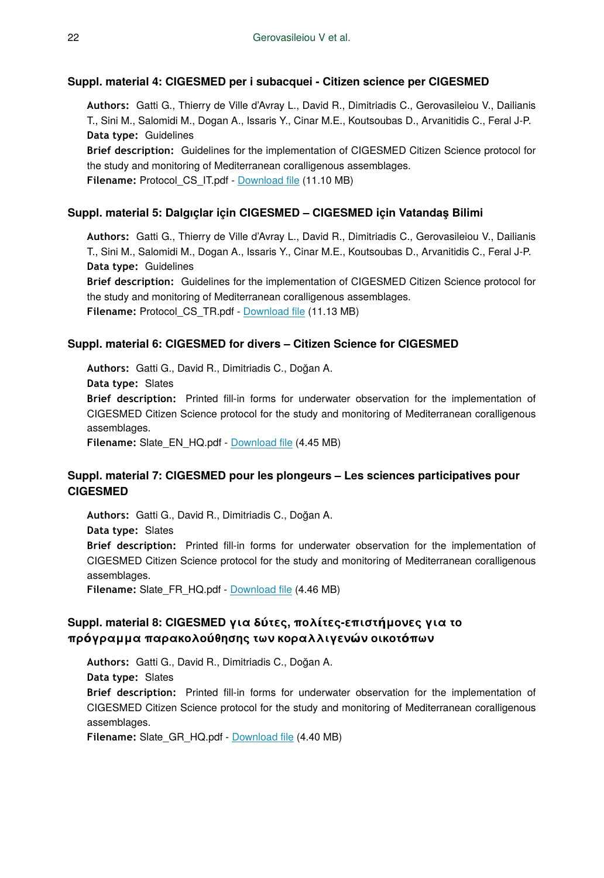### Suppl. material 4: CIGESMED per i subacquei - Citizen science per CIGESMED

**Authors:** Gatti G., Thierry de Ville d'Avray L., David R., Dimitriadis C., Gerovasileiou V., Dailianis T., Sini M., Salomidi M., Dogan A., Issaris Y., Cinar M.E., Koutsoubas D., Arvanitidis C., Feral J-P.
**Data type:** Guidelines
**Brief description:** Guidelines for the implementation of CIGESMED Citizen Science protocol for the study and monitoring of Mediterranean coralligenous assemblages.
**Filename:** Protocol_CS_IT.pdf - Download file (11.10 MB)

### Suppl. material 5: Dalgıçlar için CIGESMED – CIGESMED için Vatandaş Bilimi

**Authors:** Gatti G., Thierry de Ville d'Avray L., David R., Dimitriadis C., Gerovasileiou V., Dailianis T., Sini M., Salomidi M., Dogan A., Issaris Y., Cinar M.E., Koutsoubas D., Arvanitidis C., Feral J-P.
**Data type:** Guidelines
**Brief description:** Guidelines for the implementation of CIGESMED Citizen Science protocol for the study and monitoring of Mediterranean coralligenous assemblages.
**Filename:** Protocol_CS_TR.pdf - Download file (11.13 MB)

### Suppl. material 6: CIGESMED for divers – Citizen Science for CIGESMED

**Authors:** Gatti G., David R., Dimitriadis C., Doğan A.
**Data type:** Slates
**Brief description:** Printed fill-in forms for underwater observation for the implementation of CIGESMED Citizen Science protocol for the study and monitoring of Mediterranean coralligenous assemblages.
**Filename:** Slate_EN_HQ.pdf - Download file (4.45 MB)

### Suppl. material 7: CIGESMED pour les plongeurs – Les sciences participatives pour CIGESMED

**Authors:** Gatti G., David R., Dimitriadis C., Doğan A.
**Data type:** Slates
**Brief description:** Printed fill-in forms for underwater observation for the implementation of CIGESMED Citizen Science protocol for the study and monitoring of Mediterranean coralligenous assemblages.
**Filename:** Slate_FR_HQ.pdf - Download file (4.46 MB)

### Suppl. material 8: CIGESMED για δύτες, πολίτες-επιστήμονες για το πρόγραμμα παρακολούθησης των κοραλλιγενών οικοτόπων

**Authors:** Gatti G., David R., Dimitriadis C., Doğan A.
**Data type:** Slates
**Brief description:** Printed fill-in forms for underwater observation for the implementation of CIGESMED Citizen Science protocol for the study and monitoring of Mediterranean coralligenous assemblages.
**Filename:** Slate_GR_HQ.pdf - Download file (4.40 MB)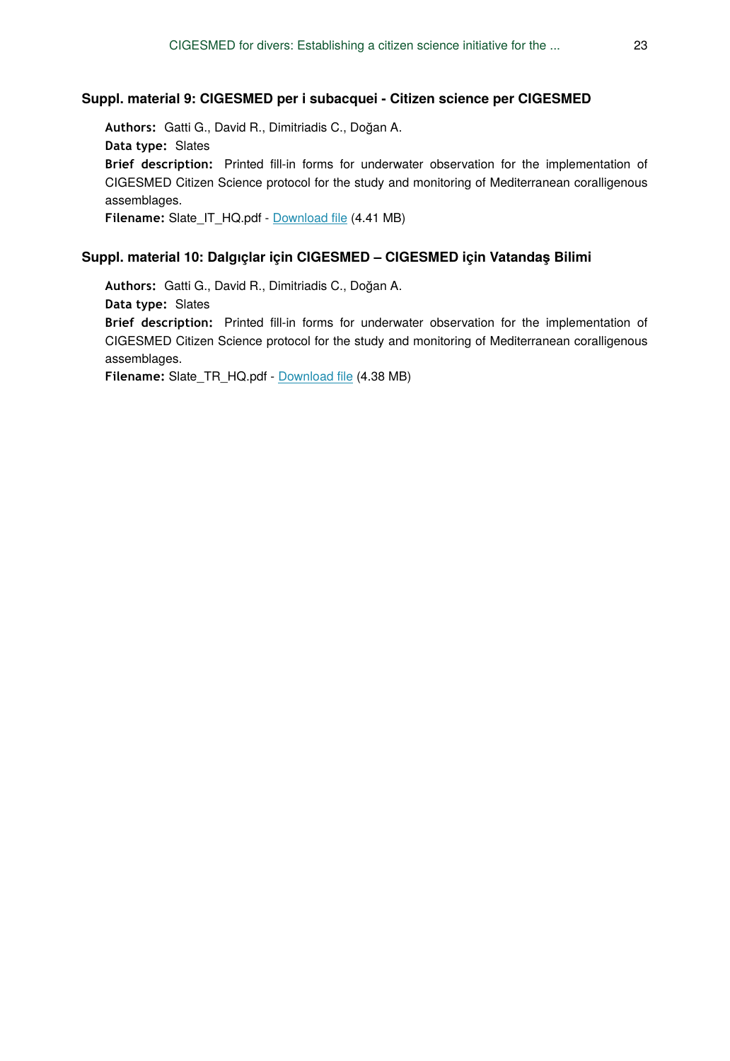### Suppl. material 9: CIGESMED per i subacquei - Citizen science per CIGESMED

**Authors:** Gatti G., David R., Dimitriadis C., Doğan A.

**Data type:** Slates

**Brief description:** Printed fill-in forms for underwater observation for the implementation of CIGESMED Citizen Science protocol for the study and monitoring of Mediterranean coralligenous assemblages.

**Filename:** Slate_IT_HQ.pdf - Download file (4.41 MB)

### Suppl. material 10: Dalgıçlar için CIGESMED – CIGESMED için Vatandaş Bilimi

**Authors:** Gatti G., David R., Dimitriadis C., Doğan A.

**Data type:** Slates

**Brief description:** Printed fill-in forms for underwater observation for the implementation of CIGESMED Citizen Science protocol for the study and monitoring of Mediterranean coralligenous assemblages.

**Filename:** Slate_TR_HQ.pdf - Download file (4.38 MB)